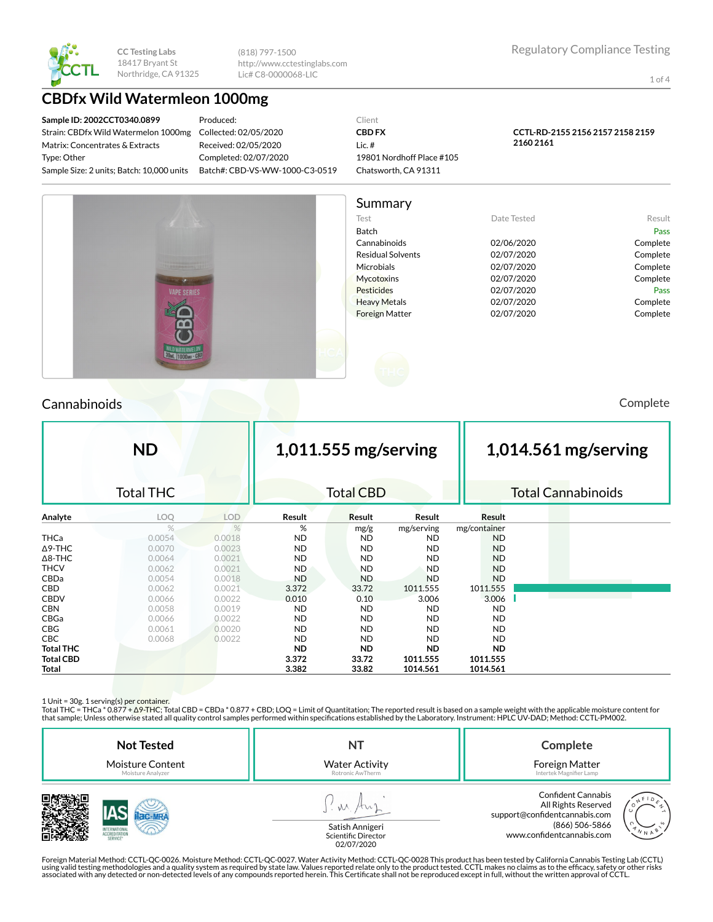CC Testing Labs
18417 Bryant St
Northridge, CA 91325

(818) 797-1500
http://www.cctestinglabs.com
Lic# C8-0000068-LIC

Regulatory Compliance Testing

# CBDfx Wild Watermleon 1000mg

**Sample ID: 2002CCT0340.0899**
Strain: CBDfx Wild Watermelon 1000mg
Matrix: Concentrates & Extracts
Type: Other
Sample Size: 2 units; Batch: 10,000 units

Produced:
Collected: 02/05/2020
Received: 02/05/2020
Completed: 02/07/2020
Batch#: CBD-VS-WW-1000-C3-0519

Client
**CBD FX**
Lic. #
19801 Nordhoff Place #105
Chatsworth, CA 91311

**CCTL-RD-2155 2156 2157 2158 2159 2160 2161**

## Summary

| Test | Date Tested | Result |
|---|---|---|
| Batch | | Pass |
| Cannabinoids | 02/06/2020 | Complete |
| Residual Solvents | 02/07/2020 | Complete |
| Microbials | 02/07/2020 | Complete |
| Mycotoxins | 02/07/2020 | Complete |
| Pesticides | 02/07/2020 | Pass |
| Heavy Metals | 02/07/2020 | Complete |
| Foreign Matter | 02/07/2020 | Complete |

## Cannabinoids

Complete

| ND | 1,011.555 mg/serving | 1,014.561 mg/serving |
|---|---|---|
| Total THC | Total CBD | Total Cannabinoids |

| Analyte | LOQ | LOD | Result | Result | Result | Result |
|---|---|---|---|---|---|---|
| | % | % | % | mg/g | mg/serving | mg/container |
| THCa | 0.0054 | 0.0018 | ND | ND | ND | ND |
| Δ9-THC | 0.0070 | 0.0023 | ND | ND | ND | ND |
| Δ8-THC | 0.0064 | 0.0021 | ND | ND | ND | ND |
| THCV | 0.0062 | 0.0021 | ND | ND | ND | ND |
| CBDa | 0.0054 | 0.0018 | ND | ND | ND | ND |
| CBD | 0.0062 | 0.0021 | 3.372 | 33.72 | 1011.555 | 1011.555 |
| CBDV | 0.0066 | 0.0022 | 0.010 | 0.10 | 3.006 | 3.006 |
| CBN | 0.0058 | 0.0019 | ND | ND | ND | ND |
| CBGa | 0.0066 | 0.0022 | ND | ND | ND | ND |
| CBG | 0.0061 | 0.0020 | ND | ND | ND | ND |
| CBC | 0.0068 | 0.0022 | ND | ND | ND | ND |
| **Total THC** | | | **ND** | **ND** | **ND** | **ND** |
| **Total CBD** | | | **3.372** | **33.72** | **1011.555** | **1011.555** |
| **Total** | | | **3.382** | **33.82** | **1014.561** | **1014.561** |

1 Unit = 30g. 1 serving(s) per container.
Total THC = THCa * 0.877 + Δ9-THC; Total CBD = CBDa * 0.877 + CBD; LOQ = Limit of Quantitation; The reported result is based on a sample weight with the applicable moisture content for that sample; Unless otherwise stated all quality control samples performed within specifications established by the Laboratory. Instrument: HPLC UV-DAD; Method: CCTL-PM002.

| Not Tested | NT | Complete |
|---|---|---|
| Moisture Content (Moisture Analyzer) | Water Activity (Rotronic AwTherm) | Foreign Matter (Intertek Magnifier Lamp) |

Satish Annigeri
Scientific Director
02/07/2020

Confident Cannabis
All Rights Reserved
support@confidentcannabis.com
(866) 506-5866
www.confidentcannabis.com

Foreign Material Method: CCTL-QC-0026. Moisture Method: CCTL-QC-0027. Water Activity Method: CCTL-QC-0028 This product has been tested by California Cannabis Testing Lab (CCTL) using valid testing methodologies and a quality system as required by state law. Values reported relate only to the product tested. CCTL makes no claims as to the efficacy, safety or other risks associated with any detected or non-detected levels of any compounds reported herein. This Certificate shall not be reproduced except in full, without the written approval of CCTL.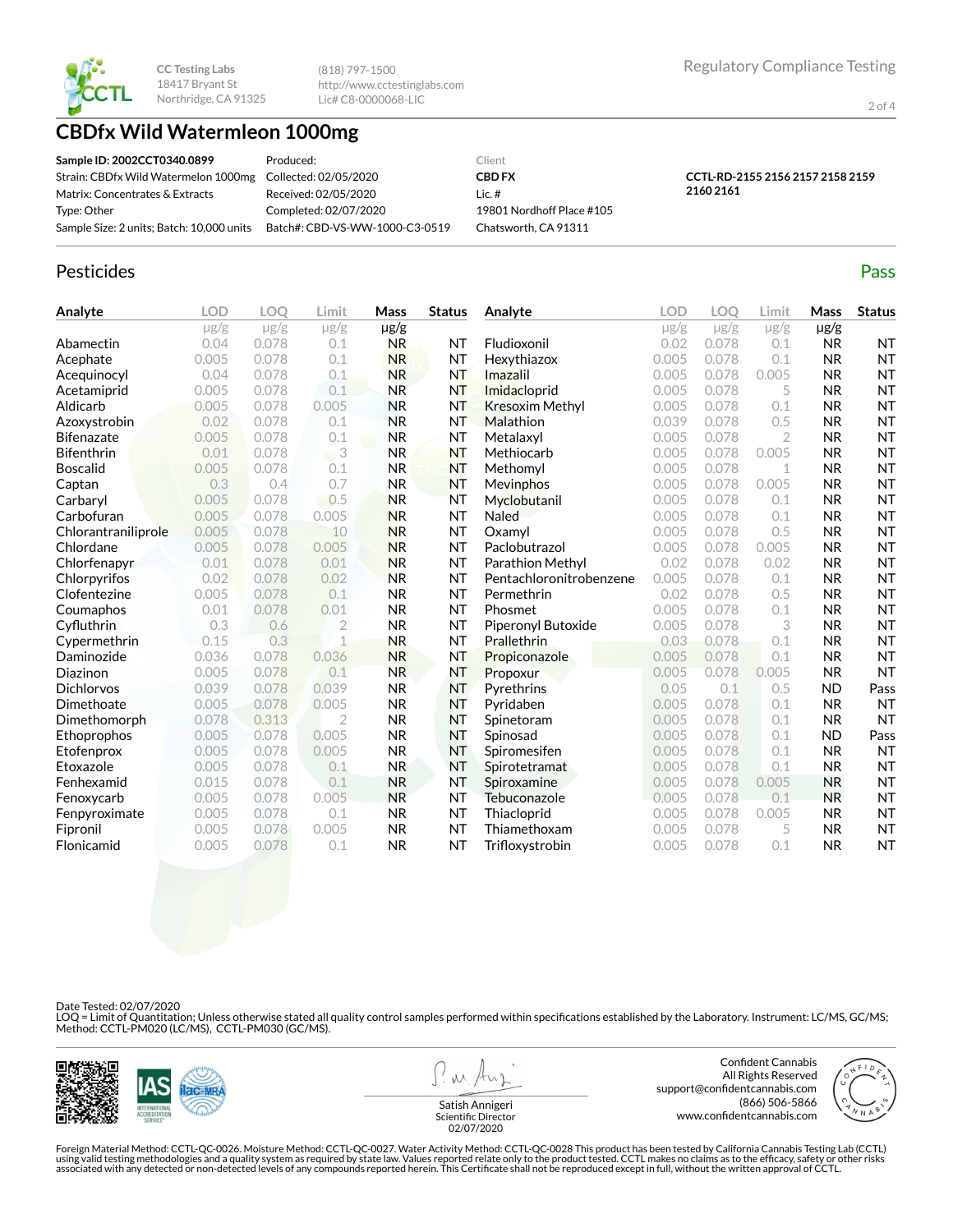CC Testing Labs
18417 Bryant St
Northridge, CA 91325

(818) 797-1500
http://www.cctestinglabs.com
Lic# C8-0000068-LIC

Regulatory Compliance Testing

# CBDfx Wild Watermleon 1000mg

| | | | |
|---|---|---|---|
| **Sample ID: 2002CCT0340.0899** | Produced: | Client | |
| Strain: CBDfx Wild Watermelon 1000mg | Collected: 02/05/2020 | **CBD FX** | **CCTL-RD-2155 2156 2157 2158 2159 2160 2161** |
| Matrix: Concentrates & Extracts | Received: 02/05/2020 | Lic. # | |
| Type: Other | Completed: 02/07/2020 | 19801 Nordhoff Place #105 | |
| Sample Size: 2 units; Batch: 10,000 units | Batch#: CBD-VS-WW-1000-C3-0519 | Chatsworth, CA 91311 | |

## Pesticides

Pass

| Analyte | LOD μg/g | LOQ μg/g | Limit μg/g | Mass μg/g | Status |
|---|---|---|---|---|---|
| Abamectin | 0.04 | 0.078 | 0.1 | NR | NT |
| Acephate | 0.005 | 0.078 | 0.1 | NR | NT |
| Acequinocyl | 0.04 | 0.078 | 0.1 | NR | NT |
| Acetamiprid | 0.005 | 0.078 | 0.1 | NR | NT |
| Aldicarb | 0.005 | 0.078 | 0.005 | NR | NT |
| Azoxystrobin | 0.02 | 0.078 | 0.1 | NR | NT |
| Bifenazate | 0.005 | 0.078 | 0.1 | NR | NT |
| Bifenthrin | 0.01 | 0.078 | 3 | NR | NT |
| Boscalid | 0.005 | 0.078 | 0.1 | NR | NT |
| Captan | 0.3 | 0.4 | 0.7 | NR | NT |
| Carbaryl | 0.005 | 0.078 | 0.5 | NR | NT |
| Carbofuran | 0.005 | 0.078 | 0.005 | NR | NT |
| Chlorantraniliprole | 0.005 | 0.078 | 10 | NR | NT |
| Chlordane | 0.005 | 0.078 | 0.005 | NR | NT |
| Chlorfenapyr | 0.01 | 0.078 | 0.01 | NR | NT |
| Chlorpyrifos | 0.02 | 0.078 | 0.02 | NR | NT |
| Clofentezine | 0.005 | 0.078 | 0.1 | NR | NT |
| Coumaphos | 0.01 | 0.078 | 0.01 | NR | NT |
| Cyfluthrin | 0.3 | 0.6 | 2 | NR | NT |
| Cypermethrin | 0.15 | 0.3 | 1 | NR | NT |
| Daminozide | 0.036 | 0.078 | 0.036 | NR | NT |
| Diazinon | 0.005 | 0.078 | 0.1 | NR | NT |
| Dichlorvos | 0.039 | 0.078 | 0.039 | NR | NT |
| Dimethoate | 0.005 | 0.078 | 0.005 | NR | NT |
| Dimethomorph | 0.078 | 0.313 | 2 | NR | NT |
| Ethoprophos | 0.005 | 0.078 | 0.005 | NR | NT |
| Etofenprox | 0.005 | 0.078 | 0.005 | NR | NT |
| Etoxazole | 0.005 | 0.078 | 0.1 | NR | NT |
| Fenhexamid | 0.015 | 0.078 | 0.1 | NR | NT |
| Fenoxycarb | 0.005 | 0.078 | 0.005 | NR | NT |
| Fenpyroximate | 0.005 | 0.078 | 0.1 | NR | NT |
| Fipronil | 0.005 | 0.078 | 0.005 | NR | NT |
| Flonicamid | 0.005 | 0.078 | 0.1 | NR | NT |
| Fludioxonil | 0.02 | 0.078 | 0.1 | NR | NT |
| Hexythiazox | 0.005 | 0.078 | 0.1 | NR | NT |
| Imazalil | 0.005 | 0.078 | 0.005 | NR | NT |
| Imidacloprid | 0.005 | 0.078 | 5 | NR | NT |
| Kresoxim Methyl | 0.005 | 0.078 | 0.1 | NR | NT |
| Malathion | 0.039 | 0.078 | 0.5 | NR | NT |
| Metalaxyl | 0.005 | 0.078 | 2 | NR | NT |
| Methiocarb | 0.005 | 0.078 | 0.005 | NR | NT |
| Methomyl | 0.005 | 0.078 | 1 | NR | NT |
| Mevinphos | 0.005 | 0.078 | 0.005 | NR | NT |
| Myclobutanil | 0.005 | 0.078 | 0.1 | NR | NT |
| Naled | 0.005 | 0.078 | 0.1 | NR | NT |
| Oxamyl | 0.005 | 0.078 | 0.5 | NR | NT |
| Paclobutrazol | 0.005 | 0.078 | 0.005 | NR | NT |
| Parathion Methyl | 0.02 | 0.078 | 0.02 | NR | NT |
| Pentachloronitrobenzene | 0.005 | 0.078 | 0.1 | NR | NT |
| Permethrin | 0.02 | 0.078 | 0.5 | NR | NT |
| Phosmet | 0.005 | 0.078 | 0.1 | NR | NT |
| Piperonyl Butoxide | 0.005 | 0.078 | 3 | NR | NT |
| Prallethrin | 0.03 | 0.078 | 0.1 | NR | NT |
| Propiconazole | 0.005 | 0.078 | 0.1 | NR | NT |
| Propoxur | 0.005 | 0.078 | 0.005 | NR | NT |
| Pyrethrins | 0.05 | 0.1 | 0.5 | ND | Pass |
| Pyridaben | 0.005 | 0.078 | 0.1 | NR | NT |
| Spinetoram | 0.005 | 0.078 | 0.1 | NR | NT |
| Spinosad | 0.005 | 0.078 | 0.1 | ND | Pass |
| Spiromesifen | 0.005 | 0.078 | 0.1 | NR | NT |
| Spirotetramat | 0.005 | 0.078 | 0.1 | NR | NT |
| Spiroxamine | 0.005 | 0.078 | 0.005 | NR | NT |
| Tebuconazole | 0.005 | 0.078 | 0.1 | NR | NT |
| Thiacloprid | 0.005 | 0.078 | 0.005 | NR | NT |
| Thiamethoxam | 0.005 | 0.078 | 5 | NR | NT |
| Trifloxystrobin | 0.005 | 0.078 | 0.1 | NR | NT |

Date Tested: 02/07/2020
LOQ = Limit of Quantitation; Unless otherwise stated all quality control samples performed within specifications established by the Laboratory. Instrument: LC/MS, GC/MS; Method: CCTL-PM020 (LC/MS), CCTL-PM030 (GC/MS).

Satish Annigeri
Scientific Director
02/07/2020

Confident Cannabis
All Rights Reserved
support@confidentcannabis.com
(866) 506-5866
www.confidentcannabis.com

Foreign Material Method: CCTL-QC-0026. Moisture Method: CCTL-QC-0027. Water Activity Method: CCTL-QC-0028 This product has been tested by California Cannabis Testing Lab (CCTL) using valid testing methodologies and a quality system as required by state law. Values reported relate only to the product tested. CCTL makes no claims as to the efficacy, safety or other risks associated with any detected or non-detected levels of any compounds reported herein. This Certificate shall not be reproduced except in full, without the written approval of CCTL.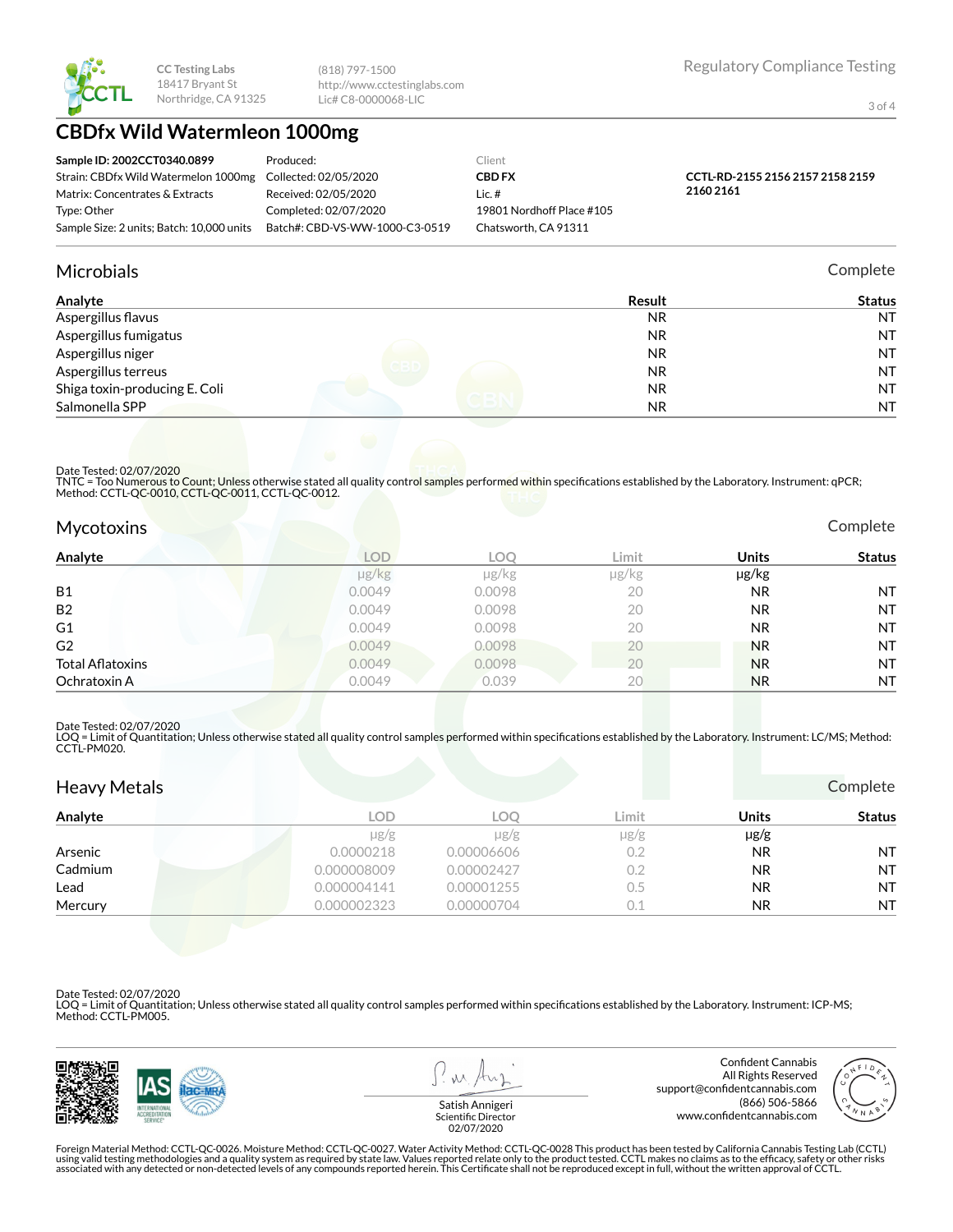CC Testing Labs
18417 Bryant St
Northridge, CA 91325

(818) 797-1500
http://www.cctestinglabs.com
Lic# C8-0000068-LIC

Regulatory Compliance Testing

# CBDfx Wild Watermleon 1000mg

| | | | |
|---|---|---|---|
| **Sample ID: 2002CCT0340.0899** | Produced: | Client | |
| Strain: CBDfx Wild Watermelon 1000mg | Collected: 02/05/2020 | **CBD FX** | **CCTL-RD-2155 2156 2157 2158 2159 2160 2161** |
| Matrix: Concentrates & Extracts | Received: 02/05/2020 | Lic. # | |
| Type: Other | Completed: 02/07/2020 | 19801 Nordhoff Place #105 | |
| Sample Size: 2 units; Batch: 10,000 units | Batch#: CBD-VS-WW-1000-C3-0519 | Chatsworth, CA 91311 | |

## Microbials

Complete

| Analyte | Result | Status |
|---|---|---|
| Aspergillus flavus | NR | NT |
| Aspergillus fumigatus | NR | NT |
| Aspergillus niger | NR | NT |
| Aspergillus terreus | NR | NT |
| Shiga toxin-producing E. Coli | NR | NT |
| Salmonella SPP | NR | NT |

Date Tested: 02/07/2020
TNTC = Too Numerous to Count; Unless otherwise stated all quality control samples performed within specifications established by the Laboratory. Instrument: qPCR; Method: CCTL-QC-0010, CCTL-QC-0011, CCTL-QC-0012.

## Mycotoxins

Complete

| Analyte | LOD | LOQ | Limit | Units | Status |
|---|---|---|---|---|---|
| | μg/kg | μg/kg | μg/kg | μg/kg | |
| B1 | 0.0049 | 0.0098 | 20 | NR | NT |
| B2 | 0.0049 | 0.0098 | 20 | NR | NT |
| G1 | 0.0049 | 0.0098 | 20 | NR | NT |
| G2 | 0.0049 | 0.0098 | 20 | NR | NT |
| Total Aflatoxins | 0.0049 | 0.0098 | 20 | NR | NT |
| Ochratoxin A | 0.0049 | 0.039 | 20 | NR | NT |

Date Tested: 02/07/2020
LOQ = Limit of Quantitation; Unless otherwise stated all quality control samples performed within specifications established by the Laboratory. Instrument: LC/MS; Method: CCTL-PM020.

## Heavy Metals

Complete

| Analyte | LOD | LOQ | Limit | Units | Status |
|---|---|---|---|---|---|
| | μg/g | μg/g | μg/g | μg/g | |
| Arsenic | 0.0000218 | 0.00006606 | 0.2 | NR | NT |
| Cadmium | 0.000008009 | 0.00002427 | 0.2 | NR | NT |
| Lead | 0.000004141 | 0.00001255 | 0.5 | NR | NT |
| Mercury | 0.000002323 | 0.00000704 | 0.1 | NR | NT |

Date Tested: 02/07/2020
LOQ = Limit of Quantitation; Unless otherwise stated all quality control samples performed within specifications established by the Laboratory. Instrument: ICP-MS; Method: CCTL-PM005.

Satish Annigeri
Scientific Director
02/07/2020

Confident Cannabis
All Rights Reserved
support@confidentcannabis.com
(866) 506-5866
www.confidentcannabis.com

Foreign Material Method: CCTL-QC-0026. Moisture Method: CCTL-QC-0027. Water Activity Method: CCTL-QC-0028 This product has been tested by California Cannabis Testing Lab (CCTL) using valid testing methodologies and a quality system as required by state law. Values reported relate only to the product tested. CCTL makes no claims as to the efficacy, safety or other risks associated with any detected or non-detected levels of any compounds reported herein. This Certificate shall not be reproduced except in full, without the written approval of CCTL.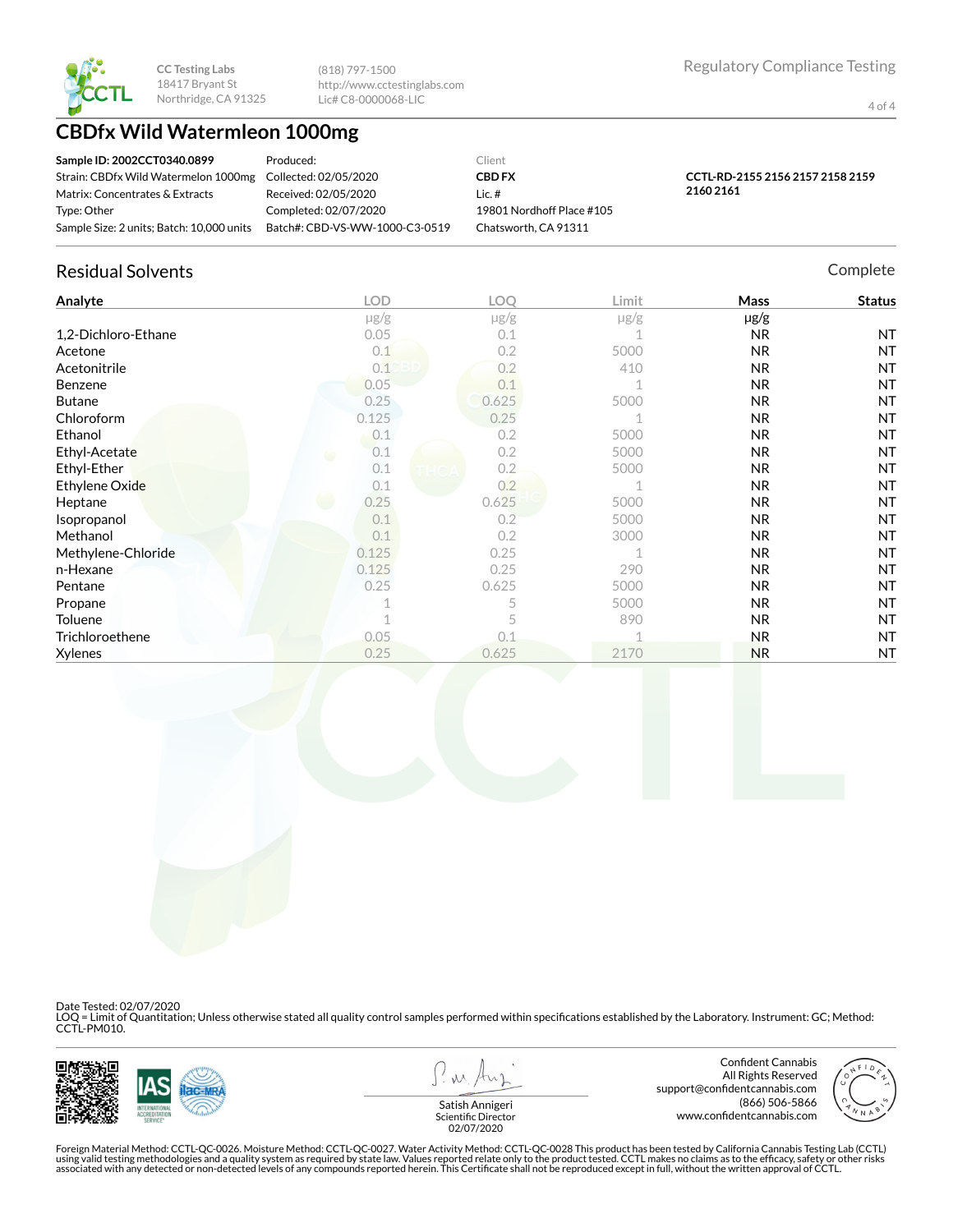CC Testing Labs
18417 Bryant St
Northridge, CA 91325

(818) 797-1500
http://www.cctestinglabs.com
Lic# C8-0000068-LIC

Regulatory Compliance Testing

# CBDfx Wild Watermleon 1000mg

| | | | |
|---|---|---|---|
| **Sample ID: 2002CCT0340.0899** | Produced: | Client | |
| Strain: CBDfx Wild Watermelon 1000mg | Collected: 02/05/2020 | **CBD FX** | **CCTL-RD-2155 2156 2157 2158 2159 2160 2161** |
| Matrix: Concentrates & Extracts | Received: 02/05/2020 | Lic. # | |
| Type: Other | Completed: 02/07/2020 | 19801 Nordhoff Place #105 | |
| Sample Size: 2 units; Batch: 10,000 units | Batch#: CBD-VS-WW-1000-C3-0519 | Chatsworth, CA 91311 | |

## Residual Solvents

Complete

| Analyte | LOD | LOQ | Limit | Mass | Status |
|---|---|---|---|---|---|
| | μg/g | μg/g | μg/g | μg/g | |
| 1,2-Dichloro-Ethane | 0.05 | 0.1 | 1 | NR | NT |
| Acetone | 0.1 | 0.2 | 5000 | NR | NT |
| Acetonitrile | 0.1 | 0.2 | 410 | NR | NT |
| Benzene | 0.05 | 0.1 | 1 | NR | NT |
| Butane | 0.25 | 0.625 | 5000 | NR | NT |
| Chloroform | 0.125 | 0.25 | 1 | NR | NT |
| Ethanol | 0.1 | 0.2 | 5000 | NR | NT |
| Ethyl-Acetate | 0.1 | 0.2 | 5000 | NR | NT |
| Ethyl-Ether | 0.1 | 0.2 | 5000 | NR | NT |
| Ethylene Oxide | 0.1 | 0.2 | 1 | NR | NT |
| Heptane | 0.25 | 0.625 | 5000 | NR | NT |
| Isopropanol | 0.1 | 0.2 | 5000 | NR | NT |
| Methanol | 0.1 | 0.2 | 3000 | NR | NT |
| Methylene-Chloride | 0.125 | 0.25 | 1 | NR | NT |
| n-Hexane | 0.125 | 0.25 | 290 | NR | NT |
| Pentane | 0.25 | 0.625 | 5000 | NR | NT |
| Propane | 1 | 5 | 5000 | NR | NT |
| Toluene | 1 | 5 | 890 | NR | NT |
| Trichloroethene | 0.05 | 0.1 | 1 | NR | NT |
| Xylenes | 0.25 | 0.625 | 2170 | NR | NT |

Date Tested: 02/07/2020
LOQ = Limit of Quantitation; Unless otherwise stated all quality control samples performed within specifications established by the Laboratory. Instrument: GC; Method: CCTL-PM010.

Satish Annigeri
Scientific Director
02/07/2020

Confident Cannabis
All Rights Reserved
support@confidentcannabis.com
(866) 506-5866
www.confidentcannabis.com

Foreign Material Method: CCTL-QC-0026. Moisture Method: CCTL-QC-0027. Water Activity Method: CCTL-QC-0028 This product has been tested by California Cannabis Testing Lab (CCTL) using valid testing methodologies and a quality system as required by state law. Values reported relate only to the product tested. CCTL makes no claims as to the efficacy, safety or other risks associated with any detected or non-detected levels of any compounds reported herein. This Certificate shall not be reproduced except in full, without the written approval of CCTL.